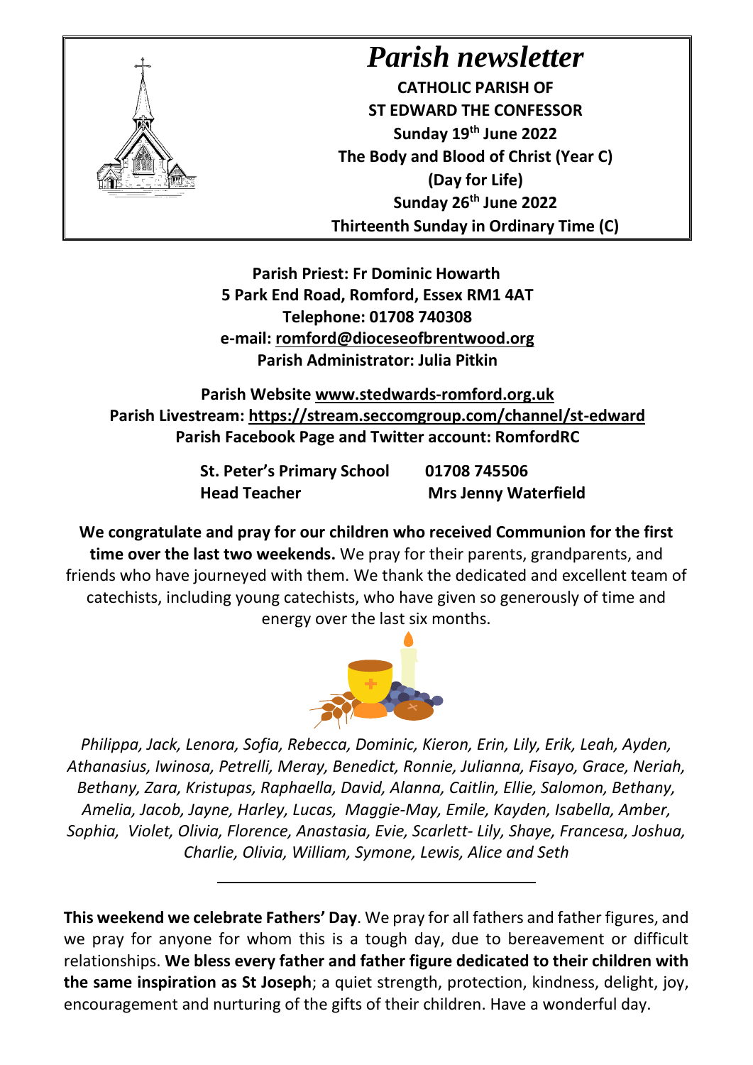# *Parish newsletter*

**CATHOLIC PARISH OF**
**ST EDWARD THE CONFESSOR**
**Sunday 19th June 2022**
**The Body and Blood of Christ (Year C)**
**(Day for Life)**
**Sunday 26th June 2022**
**Thirteenth Sunday in Ordinary Time (C)**

**Parish Priest: Fr Dominic Howarth**
**5 Park End Road, Romford, Essex RM1 4AT**
**Telephone: 01708 740308**
**e-mail: romford@dioceseofbrentwood.org**
**Parish Administrator: Julia Pitkin**

**Parish Website www.stedwards-romford.org.uk**
**Parish Livestream: https://stream.seccomgroup.com/channel/st-edward**
**Parish Facebook Page and Twitter account: RomfordRC**

| | |
|---|---|
| **St. Peter's Primary School** | **01708 745506** |
| **Head Teacher** | **Mrs Jenny Waterfield** |

**We congratulate and pray for our children who received Communion for the first time over the last two weekends.** We pray for their parents, grandparents, and friends who have journeyed with them. We thank the dedicated and excellent team of catechists, including young catechists, who have given so generously of time and energy over the last six months.

*Philippa, Jack, Lenora, Sofia, Rebecca, Dominic, Kieron, Erin, Lily, Erik, Leah, Ayden, Athanasius, Iwinosa, Petrelli, Meray, Benedict, Ronnie, Julianna, Fisayo, Grace, Neriah, Bethany, Zara, Kristupas, Raphaella, David, Alanna, Caitlin, Ellie, Salomon, Bethany, Amelia, Jacob, Jayne, Harley, Lucas, Maggie-May, Emile, Kayden, Isabella, Amber, Sophia, Violet, Olivia, Florence, Anastasia, Evie, Scarlett- Lily, Shaye, Francesa, Joshua, Charlie, Olivia, William, Symone, Lewis, Alice and Seth*

---

**This weekend we celebrate Fathers' Day**. We pray for all fathers and father figures, and we pray for anyone for whom this is a tough day, due to bereavement or difficult relationships. **We bless every father and father figure dedicated to their children with the same inspiration as St Joseph**; a quiet strength, protection, kindness, delight, joy, encouragement and nurturing of the gifts of their children. Have a wonderful day.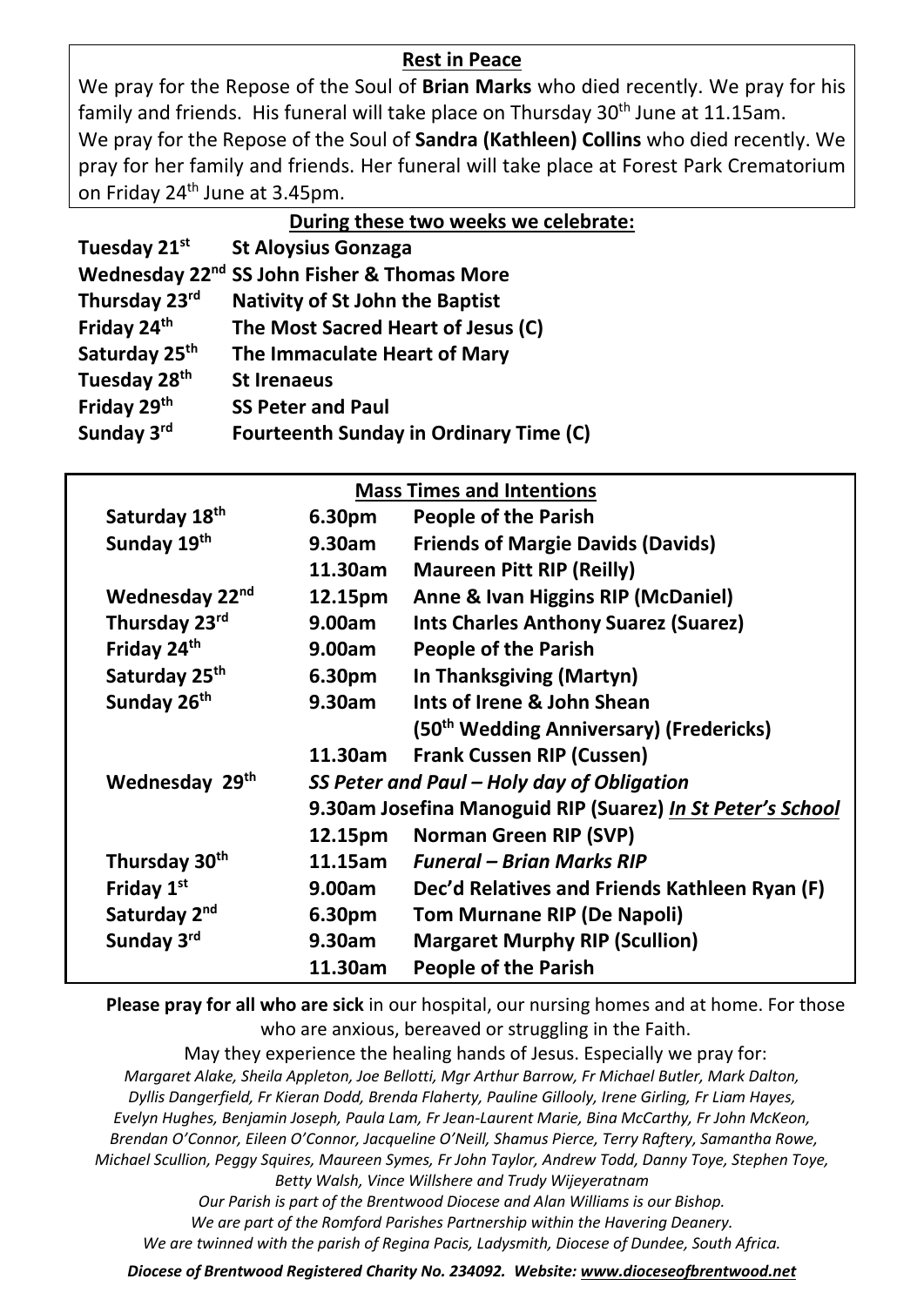## Rest in Peace

We pray for the Repose of the Soul of **Brian Marks** who died recently. We pray for his family and friends. His funeral will take place on Thursday 30th June at 11.15am.
We pray for the Repose of the Soul of **Sandra (Kathleen) Collins** who died recently. We pray for her family and friends. Her funeral will take place at Forest Park Crematorium on Friday 24th June at 3.45pm.

## During these two weeks we celebrate:

| | |
|---|---|
| **Tuesday 21st** | **St Aloysius Gonzaga** |
| **Wednesday 22nd** | **SS John Fisher & Thomas More** |
| **Thursday 23rd** | **Nativity of St John the Baptist** |
| **Friday 24th** | **The Most Sacred Heart of Jesus (C)** |
| **Saturday 25th** | **The Immaculate Heart of Mary** |
| **Tuesday 28th** | **St Irenaeus** |
| **Friday 29th** | **SS Peter and Paul** |
| **Sunday 3rd** | **Fourteenth Sunday in Ordinary Time (C)** |

## Mass Times and Intentions

| | | |
|---|---|---|
| **Saturday 18th** | **6.30pm** | **People of the Parish** |
| **Sunday 19th** | **9.30am** | **Friends of Margie Davids (Davids)** |
| | **11.30am** | **Maureen Pitt RIP (Reilly)** |
| **Wednesday 22nd** | **12.15pm** | **Anne & Ivan Higgins RIP (McDaniel)** |
| **Thursday 23rd** | **9.00am** | **Ints Charles Anthony Suarez (Suarez)** |
| **Friday 24th** | **9.00am** | **People of the Parish** |
| **Saturday 25th** | **6.30pm** | **In Thanksgiving (Martyn)** |
| **Sunday 26th** | **9.30am** | **Ints of Irene & John Shean (50th Wedding Anniversary) (Fredericks)** |
| | **11.30am** | **Frank Cussen RIP (Cussen)** |
| **Wednesday 29th** | ***SS Peter and Paul – Holy day of Obligation*** | |
| | **9.30am** | **Josefina Manoguid RIP (Suarez) *In St Peter's School*** |
| | **12.15pm** | **Norman Green RIP (SVP)** |
| **Thursday 30th** | **11.15am** | ***Funeral – Brian Marks RIP*** |
| **Friday 1st** | **9.00am** | **Dec'd Relatives and Friends Kathleen Ryan (F)** |
| **Saturday 2nd** | **6.30pm** | **Tom Murnane RIP (De Napoli)** |
| **Sunday 3rd** | **9.30am** | **Margaret Murphy RIP (Scullion)** |
| | **11.30am** | **People of the Parish** |

**Please pray for all who are sick** in our hospital, our nursing homes and at home. For those who are anxious, bereaved or struggling in the Faith.

May they experience the healing hands of Jesus. Especially we pray for:

*Margaret Alake, Sheila Appleton, Joe Bellotti, Mgr Arthur Barrow, Fr Michael Butler, Mark Dalton, Dyllis Dangerfield, Fr Kieran Dodd, Brenda Flaherty, Pauline Gillooly, Irene Girling, Fr Liam Hayes, Evelyn Hughes, Benjamin Joseph, Paula Lam, Fr Jean-Laurent Marie, Bina McCarthy, Fr John McKeon, Brendan O'Connor, Eileen O'Connor, Jacqueline O'Neill, Shamus Pierce, Terry Raftery, Samantha Rowe, Michael Scullion, Peggy Squires, Maureen Symes, Fr John Taylor, Andrew Todd, Danny Toye, Stephen Toye, Betty Walsh, Vince Willshere and Trudy Wijeyeratnam*

*Our Parish is part of the Brentwood Diocese and Alan Williams is our Bishop.*
*We are part of the Romford Parishes Partnership within the Havering Deanery.*
*We are twinned with the parish of Regina Pacis, Ladysmith, Diocese of Dundee, South Africa.*

***Diocese of Brentwood Registered Charity No. 234092. Website: www.dioceseofbrentwood.net***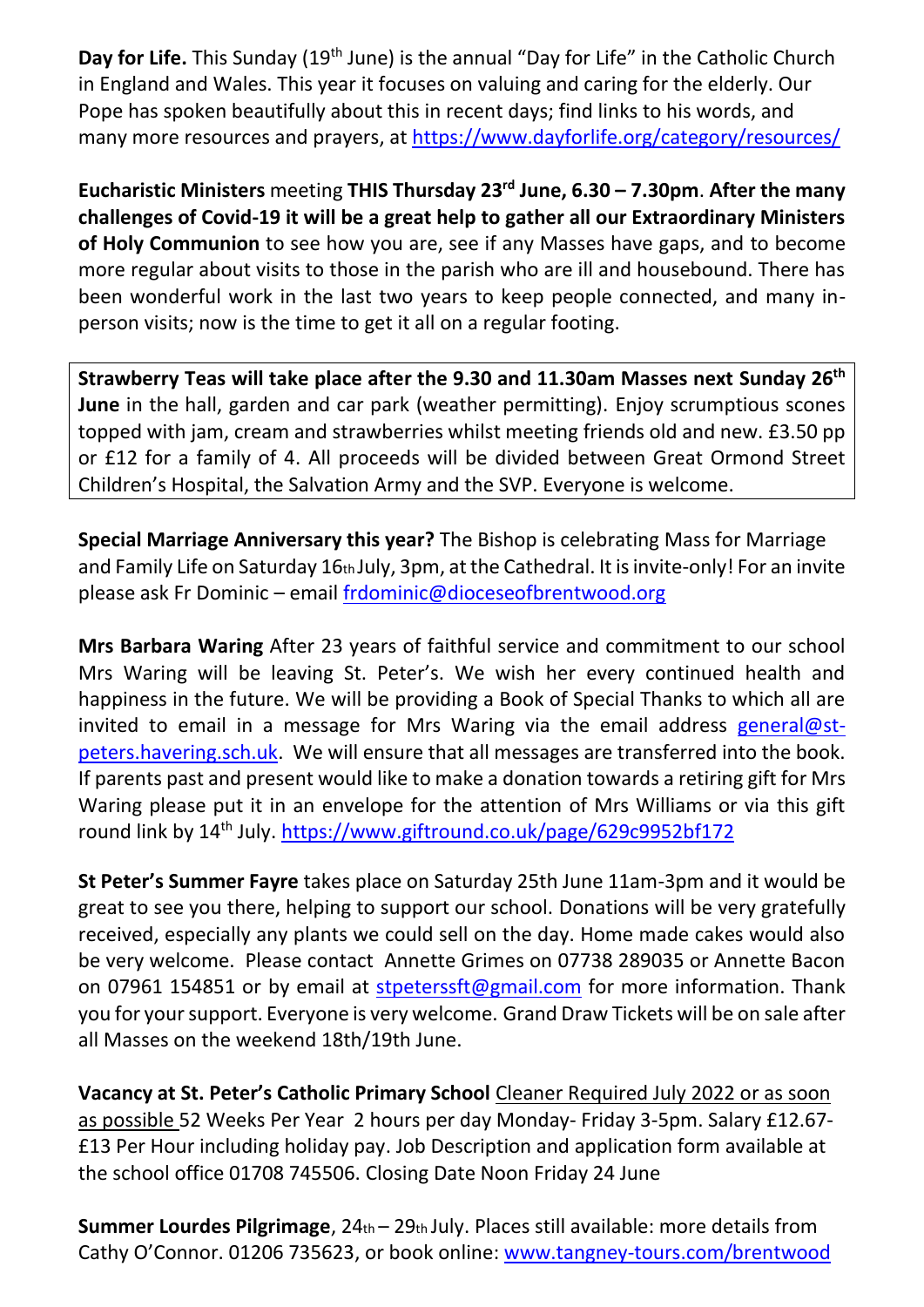**Day for Life.** This Sunday (19th June) is the annual "Day for Life" in the Catholic Church in England and Wales. This year it focuses on valuing and caring for the elderly. Our Pope has spoken beautifully about this in recent days; find links to his words, and many more resources and prayers, at https://www.dayforlife.org/category/resources/

**Eucharistic Ministers** meeting **THIS Thursday 23rd June, 6.30 – 7.30pm**. **After the many challenges of Covid-19 it will be a great help to gather all our Extraordinary Ministers of Holy Communion** to see how you are, see if any Masses have gaps, and to become more regular about visits to those in the parish who are ill and housebound. There has been wonderful work in the last two years to keep people connected, and many in-person visits; now is the time to get it all on a regular footing.

**Strawberry Teas will take place after the 9.30 and 11.30am Masses next Sunday 26th June** in the hall, garden and car park (weather permitting). Enjoy scrumptious scones topped with jam, cream and strawberries whilst meeting friends old and new. £3.50 pp or £12 for a family of 4. All proceeds will be divided between Great Ormond Street Children's Hospital, the Salvation Army and the SVP. Everyone is welcome.

**Special Marriage Anniversary this year?** The Bishop is celebrating Mass for Marriage and Family Life on Saturday 16th July, 3pm, at the Cathedral. It is invite-only! For an invite please ask Fr Dominic – email frdominic@dioceseofbrentwood.org

**Mrs Barbara Waring** After 23 years of faithful service and commitment to our school Mrs Waring will be leaving St. Peter's. We wish her every continued health and happiness in the future. We will be providing a Book of Special Thanks to which all are invited to email in a message for Mrs Waring via the email address general@st-peters.havering.sch.uk. We will ensure that all messages are transferred into the book. If parents past and present would like to make a donation towards a retiring gift for Mrs Waring please put it in an envelope for the attention of Mrs Williams or via this gift round link by 14th July. https://www.giftround.co.uk/page/629c9952bf172

**St Peter's Summer Fayre** takes place on Saturday 25th June 11am-3pm and it would be great to see you there, helping to support our school. Donations will be very gratefully received, especially any plants we could sell on the day. Home made cakes would also be very welcome. Please contact Annette Grimes on 07738 289035 or Annette Bacon on 07961 154851 or by email at stpeterssft@gmail.com for more information. Thank you for your support. Everyone is very welcome. Grand Draw Tickets will be on sale after all Masses on the weekend 18th/19th June.

**Vacancy at St. Peter's Catholic Primary School** Cleaner Required July 2022 or as soon as possible 52 Weeks Per Year 2 hours per day Monday- Friday 3-5pm. Salary £12.67- £13 Per Hour including holiday pay. Job Description and application form available at the school office 01708 745506. Closing Date Noon Friday 24 June

**Summer Lourdes Pilgrimage**, 24th – 29th July. Places still available: more details from Cathy O'Connor. 01206 735623, or book online: www.tangney-tours.com/brentwood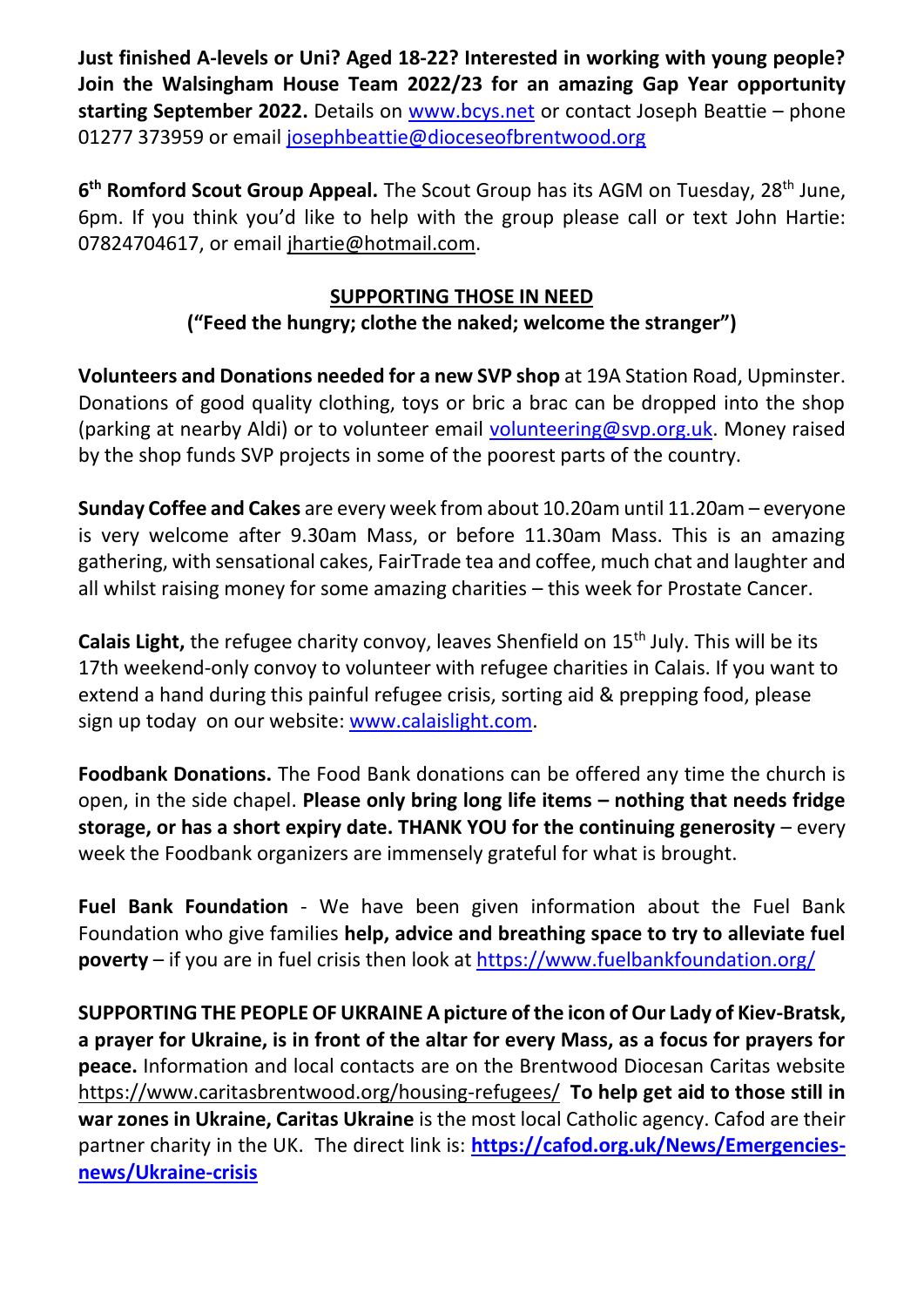**Just finished A-levels or Uni? Aged 18-22? Interested in working with young people? Join the Walsingham House Team 2022/23 for an amazing Gap Year opportunity starting September 2022.** Details on www.bcys.net or contact Joseph Beattie – phone 01277 373959 or email josephbeattie@dioceseofbrentwood.org

**6th Romford Scout Group Appeal.** The Scout Group has its AGM on Tuesday, 28th June, 6pm. If you think you'd like to help with the group please call or text John Hartie: 07824704617, or email jhartie@hotmail.com.

## SUPPORTING THOSE IN NEED

**("Feed the hungry; clothe the naked; welcome the stranger")**

**Volunteers and Donations needed for a new SVP shop** at 19A Station Road, Upminster. Donations of good quality clothing, toys or bric a brac can be dropped into the shop (parking at nearby Aldi) or to volunteer email volunteering@svp.org.uk. Money raised by the shop funds SVP projects in some of the poorest parts of the country.

**Sunday Coffee and Cakes** are every week from about 10.20am until 11.20am – everyone is very welcome after 9.30am Mass, or before 11.30am Mass. This is an amazing gathering, with sensational cakes, FairTrade tea and coffee, much chat and laughter and all whilst raising money for some amazing charities – this week for Prostate Cancer.

**Calais Light,** the refugee charity convoy, leaves Shenfield on 15th July. This will be its 17th weekend-only convoy to volunteer with refugee charities in Calais. If you want to extend a hand during this painful refugee crisis, sorting aid & prepping food, please sign up today on our website: www.calaislight.com.

**Foodbank Donations.** The Food Bank donations can be offered any time the church is open, in the side chapel. **Please only bring long life items – nothing that needs fridge storage, or has a short expiry date. THANK YOU for the continuing generosity** – every week the Foodbank organizers are immensely grateful for what is brought.

**Fuel Bank Foundation** - We have been given information about the Fuel Bank Foundation who give families **help, advice and breathing space to try to alleviate fuel poverty** – if you are in fuel crisis then look at https://www.fuelbankfoundation.org/

**SUPPORTING THE PEOPLE OF UKRAINE A picture of the icon of Our Lady of Kiev-Bratsk, a prayer for Ukraine, is in front of the altar for every Mass, as a focus for prayers for peace.** Information and local contacts are on the Brentwood Diocesan Caritas website https://www.caritasbrentwood.org/housing-refugees/ **To help get aid to those still in war zones in Ukraine, Caritas Ukraine** is the most local Catholic agency. Cafod are their partner charity in the UK. The direct link is: **https://cafod.org.uk/News/Emergencies-news/Ukraine-crisis**